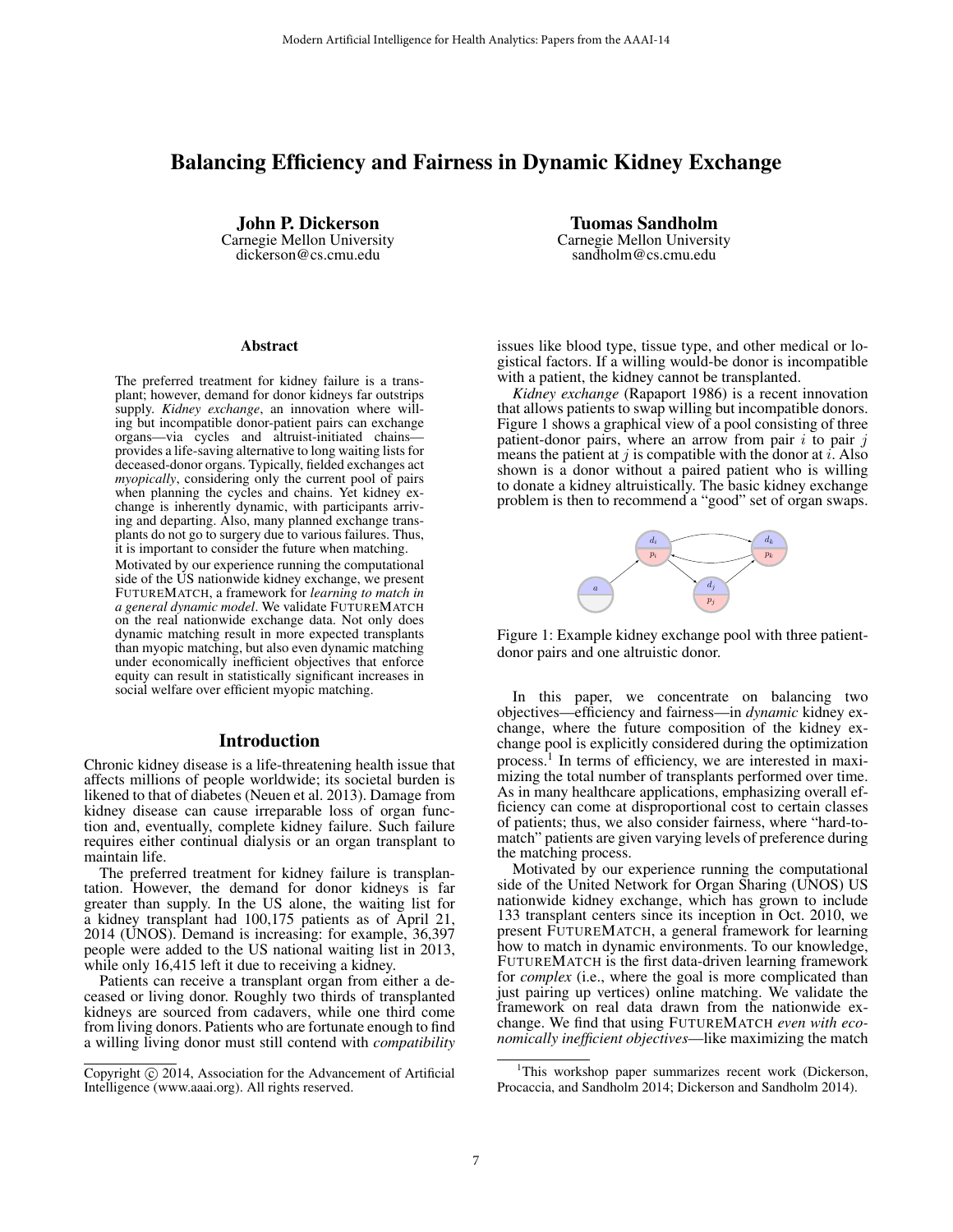# Balancing Efficiency and Fairness in Dynamic Kidney Exchange

**John P. Dickerson**
Carnegie Mellon University
dickerson@cs.cmu.edu

**Tuomas Sandholm**
Carnegie Mellon University
sandholm@cs.cmu.edu

## Abstract

The preferred treatment for kidney failure is a transplant; however, demand for donor kidneys far outstrips supply. *Kidney exchange*, an innovation where willing but incompatible donor-patient pairs can exchange organs—via cycles and altruist-initiated chains—provides a life-saving alternative to long waiting lists for deceased-donor organs. Typically, fielded exchanges act *myopically*, considering only the current pool of pairs when planning the cycles and chains. Yet kidney exchange is inherently dynamic, with participants arriving and departing. Also, many planned exchange transplants do not go to surgery due to various failures. Thus, it is important to consider the future when matching.

Motivated by our experience running the computational side of the US nationwide kidney exchange, we present FUTUREMATCH, a framework for *learning to match in a general dynamic model*. We validate FUTUREMATCH on the real nationwide exchange data. Not only does dynamic matching result in more expected transplants than myopic matching, but also even dynamic matching under economically inefficient objectives that enforce equity can result in statistically significant increases in social welfare over efficient myopic matching.

## Introduction

Chronic kidney disease is a life-threatening health issue that affects millions of people worldwide; its societal burden is likened to that of diabetes (Neuen et al. 2013). Damage from kidney disease can cause irreparable loss of organ function and, eventually, complete kidney failure. Such failure requires either continual dialysis or an organ transplant to maintain life.

The preferred treatment for kidney failure is transplantation. However, the demand for donor kidneys is far greater than supply. In the US alone, the waiting list for a kidney transplant had 100,175 patients as of April 21, 2014 (UNOS). Demand is increasing: for example, 36,397 people were added to the US national waiting list in 2013, while only 16,415 left it due to receiving a kidney.

Patients can receive a transplant organ from either a deceased or living donor. Roughly two thirds of transplanted kidneys are sourced from cadavers, while one third come from living donors. Patients who are fortunate enough to find a willing living donor must still contend with *compatibility* issues like blood type, tissue type, and other medical or logistical factors. If a willing would-be donor is incompatible with a patient, the kidney cannot be transplanted.

*Kidney exchange* (Rapaport 1986) is a recent innovation that allows patients to swap willing but incompatible donors. Figure 1 shows a graphical view of a pool consisting of three patient-donor pairs, where an arrow from pair $i$ to pair $j$ means the patient at $j$ is compatible with the donor at $i$. Also shown is a donor without a paired patient who is willing to donate a kidney altruistically. The basic kidney exchange problem is then to recommend a "good" set of organ swaps.

Figure 1: Example kidney exchange pool with three patient-donor pairs and one altruistic donor.

In this paper, we concentrate on balancing two objectives—efficiency and fairness—in *dynamic* kidney exchange, where the future composition of the kidney exchange pool is explicitly considered during the optimization process.[1] In terms of efficiency, we are interested in maximizing the total number of transplants performed over time. As in many healthcare applications, emphasizing overall efficiency can come at disproportional cost to certain classes of patients; thus, we also consider fairness, where "hard-to-match" patients are given varying levels of preference during the matching process.

Motivated by our experience running the computational side of the United Network for Organ Sharing (UNOS) US nationwide kidney exchange, which has grown to include 133 transplant centers since its inception in Oct. 2010, we present FUTUREMATCH, a general framework for learning how to match in dynamic environments. To our knowledge, FUTUREMATCH is the first data-driven learning framework for *complex* (i.e., where the goal is more complicated than just pairing up vertices) online matching. We validate the framework on real data drawn from the nationwide exchange. We find that using FUTUREMATCH *even with economically inefficient objectives*—like maximizing the match

---

Copyright © 2014, Association for the Advancement of Artificial Intelligence (www.aaai.org). All rights reserved.

[1] This workshop paper summarizes recent work (Dickerson, Procaccia, and Sandholm 2014; Dickerson and Sandholm 2014).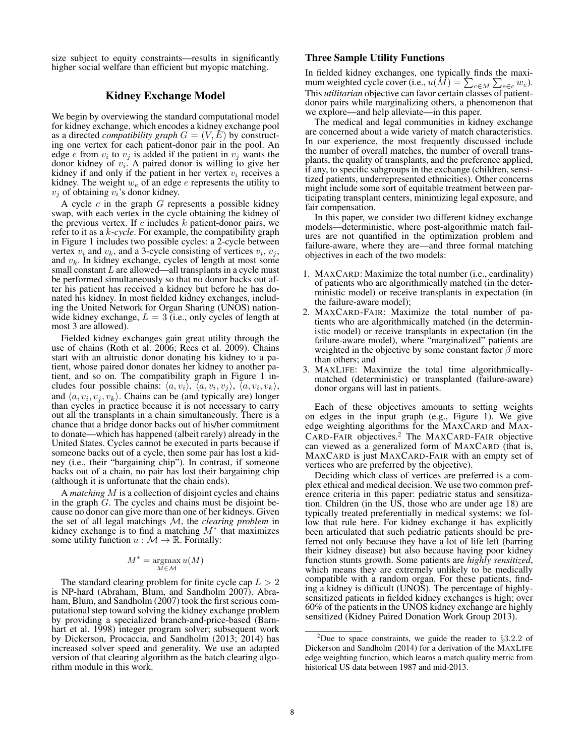size subject to equity constraints—results in significantly higher social welfare than efficient but myopic matching.

## Kidney Exchange Model

We begin by overviewing the standard computational model for kidney exchange, which encodes a kidney exchange pool as a directed *compatibility graph* $G = (V, E)$ by constructing one vertex for each patient-donor pair in the pool. An edge $e$ from $v_i$ to $v_j$ is added if the patient in $v_j$ wants the donor kidney of $v_i$. A paired donor is willing to give her kidney if and only if the patient in her vertex $v_i$ receives a kidney. The weight $w_e$ of an edge $e$ represents the utility to $v_j$ of obtaining $v_i$'s donor kidney.

A cycle $c$ in the graph $G$ represents a possible kidney swap, with each vertex in the cycle obtaining the kidney of the previous vertex. If $c$ includes $k$ patient-donor pairs, we refer to it as a $k$-*cycle*. For example, the compatibility graph in Figure 1 includes two possible cycles: a 2-cycle between vertex $v_i$ and $v_k$, and a 3-cycle consisting of vertices $v_i$, $v_j$, and $v_k$. In kidney exchange, cycles of length at most some small constant $L$ are allowed—all transplants in a cycle must be performed simultaneously so that no donor backs out after his patient has received a kidney but before he has donated his kidney. In most fielded kidney exchanges, including the United Network for Organ Sharing (UNOS) nationwide kidney exchange, $L = 3$ (i.e., only cycles of length at most 3 are allowed).

Fielded kidney exchanges gain great utility through the use of chains (Roth et al. 2006; Rees et al. 2009). Chains start with an altruistic donor donating his kidney to a patient, whose paired donor donates her kidney to another patient, and so on. The compatibility graph in Figure 1 includes four possible chains: $\langle a, v_i \rangle$, $\langle a, v_i, v_j \rangle$, $\langle a, v_i, v_k \rangle$, and $\langle a, v_i, v_j, v_k \rangle$. Chains can be (and typically are) longer than cycles in practice because it is not necessary to carry out all the transplants in a chain simultaneously. There is a chance that a bridge donor backs out of his/her commitment to donate—which has happened (albeit rarely) already in the United States. Cycles cannot be executed in parts because if someone backs out of a cycle, then some pair has lost a kidney (i.e., their "bargaining chip"). In contrast, if someone backs out of a chain, no pair has lost their bargaining chip (although it is unfortunate that the chain ends).

A *matching* $M$ is a collection of disjoint cycles and chains in the graph $G$. The cycles and chains must be disjoint because no donor can give more than one of her kidneys. Given the set of all legal matchings $\mathcal{M}$, the *clearing problem* in kidney exchange is to find a matching $M^*$ that maximizes some utility function $u : \mathcal{M} \rightarrow \mathbb{R}$. Formally:

$$M^* = \operatorname*{argmax}_{M \in \mathcal{M}} u(M)$$

The standard clearing problem for finite cycle cap $L > 2$ is NP-hard (Abraham, Blum, and Sandholm 2007). Abraham, Blum, and Sandholm (2007) took the first serious computational step toward solving the kidney exchange problem by providing a specialized branch-and-price-based (Barnhart et al. 1998) integer program solver; subsequent work by Dickerson, Procaccia, and Sandholm (2013; 2014) has increased solver speed and generality. We use an adapted version of that clearing algorithm as the batch clearing algorithm module in this work.

### Three Sample Utility Functions

In fielded kidney exchanges, one typically finds the maximum weighted cycle cover (i.e., $u(M) = \sum_{c \in M} \sum_{e \in c} w_e$). This *utilitarian* objective can favor certain classes of patient-donor pairs while marginalizing others, a phenomenon that we explore—and help alleviate—in this paper.

The medical and legal communities in kidney exchange are concerned about a wide variety of match characteristics. In our experience, the most frequently discussed include the number of overall matches, the number of overall transplants, the quality of transplants, and the preference applied, if any, to specific subgroups in the exchange (children, sensitized patients, underrepresented ethnicities). Other concerns might include some sort of equitable treatment between participating transplant centers, minimizing legal exposure, and fair compensation.

In this paper, we consider two different kidney exchange models—deterministic, where post-algorithmic match failures are not quantified in the optimization problem and failure-aware, where they are—and three formal matching objectives in each of the two models:

1. MAXCARD: Maximize the total number (i.e., cardinality) of patients who are algorithmically matched (in the deterministic model) or receive transplants in expectation (in the failure-aware model);
2. MAXCARD-FAIR: Maximize the total number of patients who are algorithmically matched (in the deterministic model) or receive transplants in expectation (in the failure-aware model), where "marginalized" patients are weighted in the objective by some constant factor $\beta$ more than others; and
3. MAXLIFE: Maximize the total time algorithmically-matched (deterministic) or transplanted (failure-aware) donor organs will last in patients.

Each of these objectives amounts to setting weights on edges in the input graph (e.g., Figure 1). We give edge weighting algorithms for the MAXCARD and MAXCARD-FAIR objectives.[2] The MAXCARD-FAIR objective can viewed as a generalized form of MAXCARD (that is, MAXCARD is just MAXCARD-FAIR with an empty set of vertices who are preferred by the objective).

Deciding which class of vertices are preferred is a complex ethical and medical decision. We use two common preference criteria in this paper: pediatric status and sensitization. Children (in the US, those who are under age 18) are typically treated preferentially in medical systems; we follow that rule here. For kidney exchange it has explicitly been articulated that such pediatric patients should be preferred not only because they have a lot of life left (barring their kidney disease) but also because having poor kidney function stunts growth. Some patients are *highly sensitized*, which means they are extremely unlikely to be medically compatible with a random organ. For these patients, finding a kidney is difficult (UNOS). The percentage of highly-sensitized patients in fielded kidney exchanges is high; over 60% of the patients in the UNOS kidney exchange are highly sensitized (Kidney Paired Donation Work Group 2013).

[2] Due to space constraints, we guide the reader to §3.2.2 of Dickerson and Sandholm (2014) for a derivation of the MAXLIFE edge weighting function, which learns a match quality metric from historical US data between 1987 and mid-2013.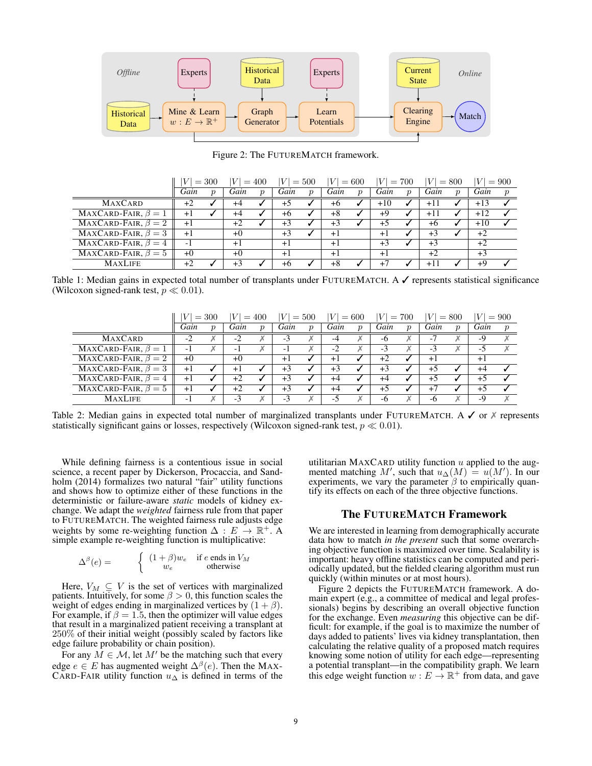Figure 2: The FUTUREMATCH framework.

| | $\|V\| = 300$ | | $\|V\| = 400$ | | $\|V\| = 500$ | | $\|V\| = 600$ | | $\|V\| = 700$ | | $\|V\| = 800$ | | $\|V\| = 900$ | |
|---|---|---|---|---|---|---|---|---|---|---|---|---|---|---|
| | *Gain* | $p$ | *Gain* | $p$ | *Gain* | $p$ | *Gain* | $p$ | *Gain* | $p$ | *Gain* | $p$ | *Gain* | $p$ |
| MAXCARD | +2 | ✓ | +4 | ✓ | +5 | ✓ | +6 | ✓ | +10 | ✓ | +11 | ✓ | +13 | ✓ |
| MAXCARD-FAIR, $\beta = 1$ | +1 | ✓ | +4 | ✓ | +6 | ✓ | +8 | ✓ | +9 | ✓ | +11 | ✓ | +12 | ✓ |
| MAXCARD-FAIR, $\beta = 2$ | +1 | | +2 | ✓ | +3 | ✓ | +3 | ✓ | +5 | ✓ | +6 | ✓ | +10 | ✓ |
| MAXCARD-FAIR, $\beta = 3$ | +1 | | +0 | | +3 | ✓ | +1 | | +1 | ✓ | +3 | ✓ | +2 | |
| MAXCARD-FAIR, $\beta = 4$ | -1 | | +1 | | +1 | | +1 | | +3 | ✓ | +3 | | +2 | |
| MAXCARD-FAIR, $\beta = 5$ | +0 | | +0 | | +1 | | +1 | | +1 | | +2 | | +3 | |
| MAXLIFE | +2 | ✓ | +3 | ✓ | +6 | ✓ | +8 | ✓ | +7 | ✓ | +11 | ✓ | +9 | ✓ |

Table 1: Median gains in expected total number of transplants under FUTUREMATCH. A ✓ represents statistical significance (Wilcoxon signed-rank test, $p \ll 0.01$).

| | $\|V\| = 300$ | | $\|V\| = 400$ | | $\|V\| = 500$ | | $\|V\| = 600$ | | $\|V\| = 700$ | | $\|V\| = 800$ | | $\|V\| = 900$ | |
|---|---|---|---|---|---|---|---|---|---|---|---|---|---|---|
| | *Gain* | $p$ | *Gain* | $p$ | *Gain* | $p$ | *Gain* | $p$ | *Gain* | $p$ | *Gain* | $p$ | *Gain* | $p$ |
| MAXCARD | -2 | ✗ | -2 | ✗ | -3 | ✗ | -4 | ✗ | -6 | ✗ | -7 | ✗ | -9 | ✗ |
| MAXCARD-FAIR, $\beta = 1$ | -1 | ✗ | -1 | ✗ | -1 | ✗ | -2 | ✗ | -3 | ✗ | -3 | ✗ | -5 | ✗ |
| MAXCARD-FAIR, $\beta = 2$ | +0 | | +0 | | +1 | ✓ | +1 | ✓ | +2 | ✓ | +1 | | +1 | |
| MAXCARD-FAIR, $\beta = 3$ | +1 | ✓ | +1 | ✓ | +3 | ✓ | +3 | ✓ | +3 | ✓ | +5 | ✓ | +4 | ✓ |
| MAXCARD-FAIR, $\beta = 4$ | +1 | ✓ | +2 | ✓ | +3 | ✓ | +4 | ✓ | +4 | ✓ | +5 | ✓ | +5 | ✓ |
| MAXCARD-FAIR, $\beta = 5$ | +1 | ✓ | +2 | ✓ | +3 | ✓ | +4 | ✓ | +5 | ✓ | +7 | ✓ | +5 | ✓ |
| MAXLIFE | -1 | ✗ | -3 | ✗ | -3 | ✗ | -5 | ✗ | -6 | ✗ | -6 | ✗ | -9 | ✗ |

Table 2: Median gains in expected total number of marginalized transplants under FUTUREMATCH. A ✓ or ✗ represents statistically significant gains or losses, respectively (Wilcoxon signed-rank test, $p \ll 0.01$).

While defining fairness is a contentious issue in social science, a recent paper by Dickerson, Procaccia, and Sandholm (2014) formalizes two natural "fair" utility functions and shows how to optimize either of these functions in the deterministic or failure-aware *static* models of kidney exchange. We adapt the *weighted* fairness rule from that paper to FUTUREMATCH. The weighted fairness rule adjusts edge weights by some re-weighting function $\Delta : E \to \mathbb{R}^+$. A simple example re-weighting function is multiplicative:

$$\Delta^\beta(e) = \begin{cases} (1+\beta)w_e & \text{if } e \text{ ends in } V_M \\ w_e & \text{otherwise} \end{cases}$$

Here, $V_M \subseteq V$ is the set of vertices with marginalized patients. Intuitively, for some $\beta > 0$, this function scales the weight of edges ending in marginalized vertices by $(1 + \beta)$. For example, if $\beta = 1.5$, then the optimizer will value edges that result in a marginalized patient receiving a transplant at 250% of their initial weight (possibly scaled by factors like edge failure probability or chain position).

For any $M \in \mathcal{M}$, let $M'$ be the matching such that every edge $e \in E$ has augmented weight $\Delta^\beta(e)$. Then the MAXCARD-FAIR utility function $u_\Delta$ is defined in terms of the utilitarian MAXCARD utility function $u$ applied to the augmented matching $M'$, such that $u_\Delta(M) = u(M')$. In our experiments, we vary the parameter $\beta$ to empirically quantify its effects on each of the three objective functions.

## The FUTUREMATCH Framework

We are interested in learning from demographically accurate data how to match *in the present* such that some overarching objective function is maximized over time. Scalability is important: heavy offline statistics can be computed and periodically updated, but the fielded clearing algorithm must run quickly (within minutes or at most hours).

Figure 2 depicts the FUTUREMATCH framework. A domain expert (e.g., a committee of medical and legal professionals) begins by describing an overall objective function for the exchange. Even *measuring* this objective can be difficult: for example, if the goal is to maximize the number of days added to patients' lives via kidney transplantation, then calculating the relative quality of a proposed match requires knowing some notion of utility for each edge—representing a potential transplant—in the compatibility graph. We learn this edge weight function $w : E \to \mathbb{R}^+$ from data, and gave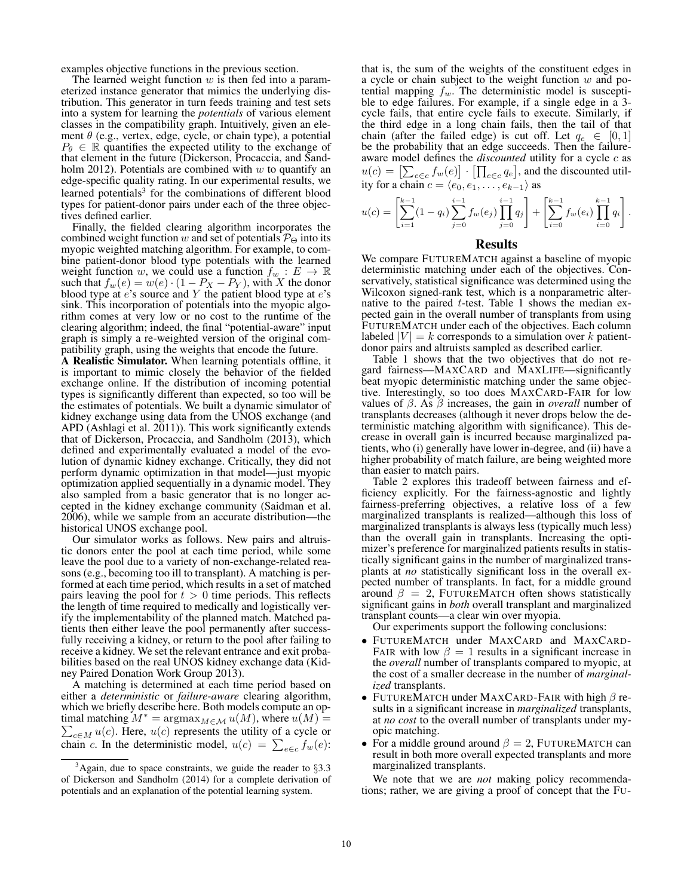examples objective functions in the previous section.

The learned weight function $w$ is then fed into a parameterized instance generator that mimics the underlying distribution. This generator in turn feeds training and test sets into a system for learning the *potentials* of various element classes in the compatibility graph. Intuitively, given an element $\theta$ (e.g., vertex, edge, cycle, or chain type), a potential $P_\theta \in \mathbb{R}$ quantifies the expected utility to the exchange of that element in the future (Dickerson, Procaccia, and Sandholm 2012). Potentials are combined with $w$ to quantify an edge-specific quality rating. In our experimental results, we learned potentials[3] for the combinations of different blood types for patient-donor pairs under each of the three objectives defined earlier.

Finally, the fielded clearing algorithm incorporates the combined weight function $w$ and set of potentials $\mathcal{P}_\Theta$ into its myopic weighted matching algorithm. For example, to combine patient-donor blood type potentials with the learned weight function $w$, we could use a function $f_w : E \to \mathbb{R}$ such that $f_w(e) = w(e) \cdot (1 - P_X - P_Y)$, with $X$ the donor blood type at $e$'s source and $Y$ the patient blood type at $e$'s sink. This incorporation of potentials into the myopic algorithm comes at very low or no cost to the runtime of the clearing algorithm; indeed, the final "potential-aware" input graph is simply a re-weighted version of the original compatibility graph, using the weights that encode the future.

**A Realistic Simulator.** When learning potentials offline, it is important to mimic closely the behavior of the fielded exchange online. If the distribution of incoming potential types is significantly different than expected, so too will be the estimates of potentials. We built a dynamic simulator of kidney exchange using data from the UNOS exchange (and APD (Ashlagi et al. 2011)). This work significantly extends that of Dickerson, Procaccia, and Sandholm (2013), which defined and experimentally evaluated a model of the evolution of dynamic kidney exchange. Critically, they did not perform dynamic optimization in that model—just myopic optimization applied sequentially in a dynamic model. They also sampled from a basic generator that is no longer accepted in the kidney exchange community (Saidman et al. 2006), while we sample from an accurate distribution—the historical UNOS exchange pool.

Our simulator works as follows. New pairs and altruistic donors enter the pool at each time period, while some leave the pool due to a variety of non-exchange-related reasons (e.g., becoming too ill to transplant). A matching is performed at each time period, which results in a set of matched pairs leaving the pool for $t > 0$ time periods. This reflects the length of time required to medically and logistically verify the implementability of the planned match. Matched patients then either leave the pool permanently after successfully receiving a kidney, or return to the pool after failing to receive a kidney. We set the relevant entrance and exit probabilities based on the real UNOS kidney exchange data (Kidney Paired Donation Work Group 2013).

A matching is determined at each time period based on either a *deterministic* or *failure-aware* clearing algorithm, which we briefly describe here. Both models compute an optimal matching $M^* = \operatorname{argmax}_{M \in \mathcal{M}} u(M)$, where $u(M) = \sum_{c \in M} u(c)$. Here, $u(c)$ represents the utility of a cycle or chain $c$. In the deterministic model, $u(c) = \sum_{e \in c} f_w(e)$: that is, the sum of the weights of the constituent edges in a cycle or chain subject to the weight function $w$ and potential mapping $f_w$. The deterministic model is susceptible to edge failures. For example, if a single edge in a 3-cycle fails, that entire cycle fails to execute. Similarly, if the third edge in a long chain fails, then the tail of that chain (after the failed edge) is cut off. Let $q_e \in [0, 1]$ be the probability that an edge succeeds. Then the failure-aware model defines the *discounted* utility for a cycle $c$ as $u(c) = \left[\sum_{e \in c} f_w(e)\right] \cdot \left[\prod_{e \in c} q_e\right]$, and the discounted utility for a chain $c = \langle e_0, e_1, \ldots, e_{k-1} \rangle$ as

$$u(c) = \left[\sum_{i=1}^{k-1} (1 - q_i) \sum_{j=0}^{i-1} f_w(e_j) \prod_{j=0}^{i-1} q_j\right] + \left[\sum_{i=0}^{k-1} f_w(e_i) \prod_{i=0}^{k-1} q_i\right].$$

## Results

We compare FUTUREMATCH against a baseline of myopic deterministic matching under each of the objectives. Conservatively, statistical significance was determined using the Wilcoxon signed-rank test, which is a nonparametric alternative to the paired $t$-test. Table 1 shows the median expected gain in the overall number of transplants from using FUTUREMATCH under each of the objectives. Each column labeled $|V| = k$ corresponds to a simulation over $k$ patient-donor pairs and altruists sampled as described earlier.

Table 1 shows that the two objectives that do not regard fairness—MAXCARD and MAXLIFE—significantly beat myopic deterministic matching under the same objective. Interestingly, so too does MAXCARD-FAIR for low values of $\beta$. As $\beta$ increases, the gain in *overall* number of transplants decreases (although it never drops below the deterministic matching algorithm with significance). This decrease in overall gain is incurred because marginalized patients, who (i) generally have lower in-degree, and (ii) have a higher probability of match failure, are being weighted more than easier to match pairs.

Table 2 explores this tradeoff between fairness and efficiency explicitly. For the fairness-agnostic and lightly fairness-preferring objectives, a relative loss of a few marginalized transplants is realized—although this loss of marginalized transplants is always less (typically much less) than the overall gain in transplants. Increasing the optimizer's preference for marginalized patients results in statistically significant gains in the number of marginalized transplants at *no* statistically significant loss in the overall expected number of transplants. In fact, for a middle ground around $\beta = 2$, FUTUREMATCH often shows statistically significant gains in *both* overall transplant and marginalized transplant counts—a clear win over myopia.

Our experiments support the following conclusions:

- FUTUREMATCH under MAXCARD and MAXCARD-FAIR with low $\beta = 1$ results in a significant increase in the *overall* number of transplants compared to myopic, at the cost of a smaller decrease in the number of *marginalized* transplants.
- FUTUREMATCH under MAXCARD-FAIR with high $\beta$ results in a significant increase in *marginalized* transplants, at *no cost* to the overall number of transplants under myopic matching.
- For a middle ground around $\beta = 2$, FUTUREMATCH can result in both more overall expected transplants and more marginalized transplants.

We note that we are *not* making policy recommendations; rather, we are giving a proof of concept that the FU-

[3] Again, due to space constraints, we guide the reader to §3.3 of Dickerson and Sandholm (2014) for a complete derivation of potentials and an explanation of the potential learning system.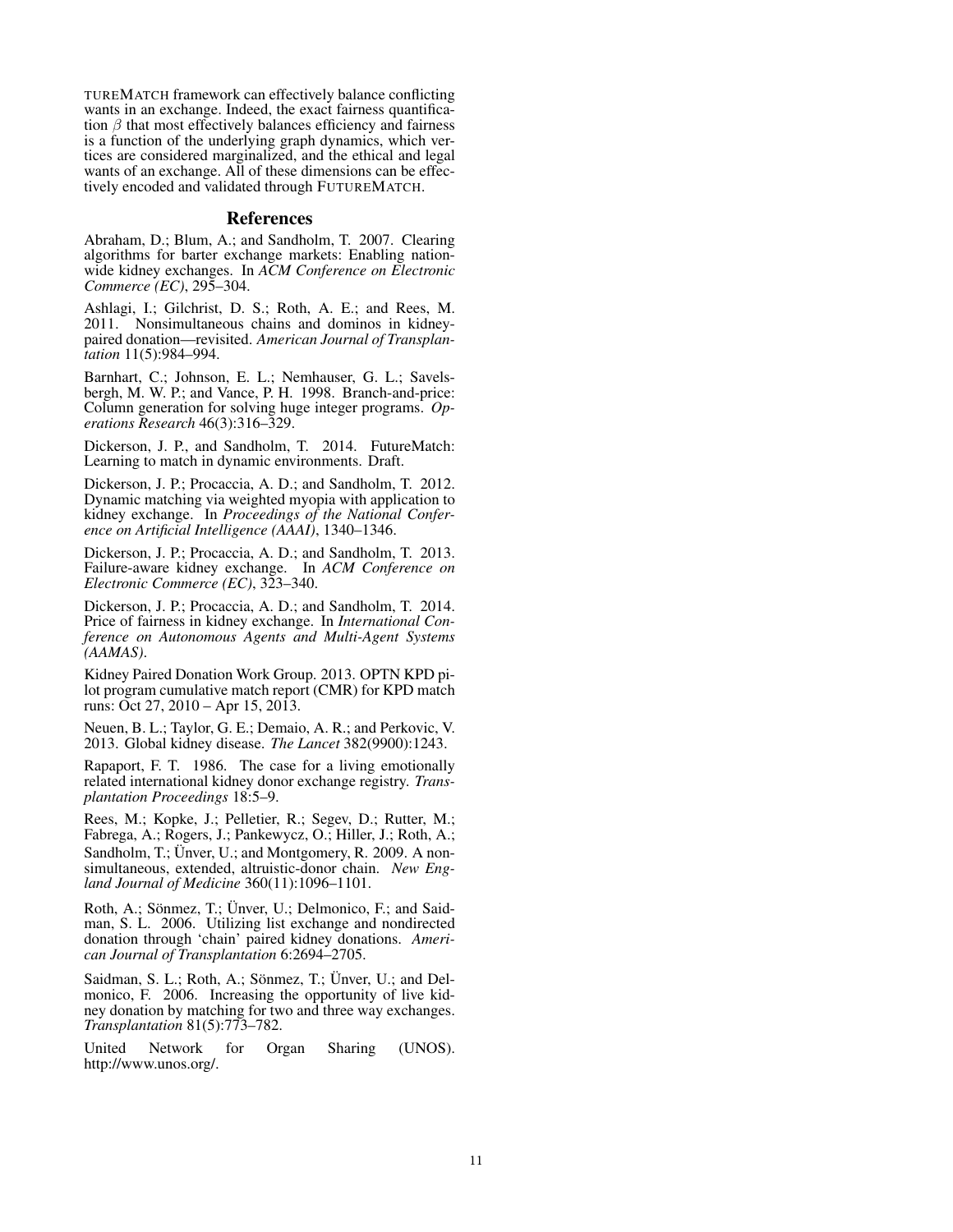TUREMATCH framework can effectively balance conflicting wants in an exchange. Indeed, the exact fairness quantification $\beta$ that most effectively balances efficiency and fairness is a function of the underlying graph dynamics, which vertices are considered marginalized, and the ethical and legal wants of an exchange. All of these dimensions can be effectively encoded and validated through FUTUREMATCH.

## References

Abraham, D.; Blum, A.; and Sandholm, T. 2007. Clearing algorithms for barter exchange markets: Enabling nationwide kidney exchanges. In *ACM Conference on Electronic Commerce (EC)*, 295–304.

Ashlagi, I.; Gilchrist, D. S.; Roth, A. E.; and Rees, M. 2011. Nonsimultaneous chains and dominos in kidney-paired donation—revisited. *American Journal of Transplantation* 11(5):984–994.

Barnhart, C.; Johnson, E. L.; Nemhauser, G. L.; Savelsbergh, M. W. P.; and Vance, P. H. 1998. Branch-and-price: Column generation for solving huge integer programs. *Operations Research* 46(3):316–329.

Dickerson, J. P., and Sandholm, T. 2014. FutureMatch: Learning to match in dynamic environments. Draft.

Dickerson, J. P.; Procaccia, A. D.; and Sandholm, T. 2012. Dynamic matching via weighted myopia with application to kidney exchange. In *Proceedings of the National Conference on Artificial Intelligence (AAAI)*, 1340–1346.

Dickerson, J. P.; Procaccia, A. D.; and Sandholm, T. 2013. Failure-aware kidney exchange. In *ACM Conference on Electronic Commerce (EC)*, 323–340.

Dickerson, J. P.; Procaccia, A. D.; and Sandholm, T. 2014. Price of fairness in kidney exchange. In *International Conference on Autonomous Agents and Multi-Agent Systems (AAMAS)*.

Kidney Paired Donation Work Group. 2013. OPTN KPD pilot program cumulative match report (CMR) for KPD match runs: Oct 27, 2010 – Apr 15, 2013.

Neuen, B. L.; Taylor, G. E.; Demaio, A. R.; and Perkovic, V. 2013. Global kidney disease. *The Lancet* 382(9900):1243.

Rapaport, F. T. 1986. The case for a living emotionally related international kidney donor exchange registry. *Transplantation Proceedings* 18:5–9.

Rees, M.; Kopke, J.; Pelletier, R.; Segev, D.; Rutter, M.; Fabrega, A.; Rogers, J.; Pankewycz, O.; Hiller, J.; Roth, A.; Sandholm, T.; Ünver, U.; and Montgomery, R. 2009. A nonsimultaneous, extended, altruistic-donor chain. *New England Journal of Medicine* 360(11):1096–1101.

Roth, A.; Sönmez, T.; Ünver, U.; Delmonico, F.; and Saidman, S. L. 2006. Utilizing list exchange and nondirected donation through 'chain' paired kidney donations. *American Journal of Transplantation* 6:2694–2705.

Saidman, S. L.; Roth, A.; Sönmez, T.; Ünver, U.; and Delmonico, F. 2006. Increasing the opportunity of live kidney donation by matching for two and three way exchanges. *Transplantation* 81(5):773–782.

United Network for Organ Sharing (UNOS). http://www.unos.org/.